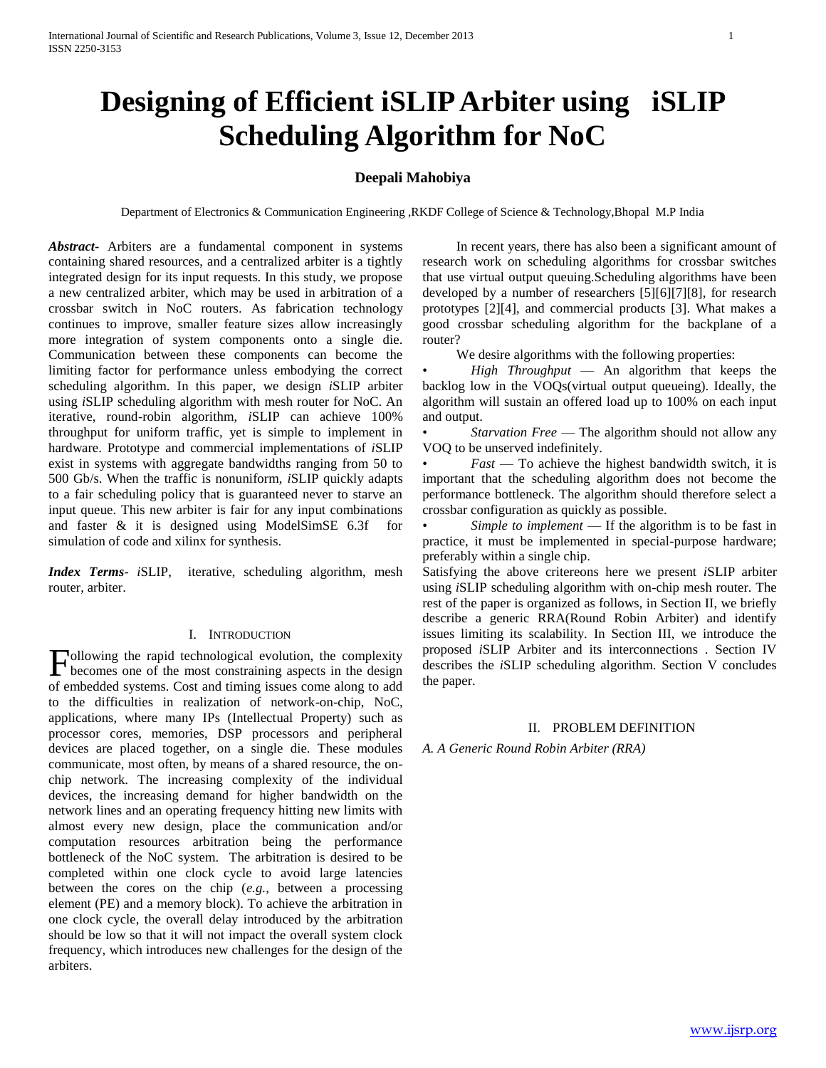# Designing of Efficient iSLIP Arbiter using iSLIP Scheduling Algorithm for NoC

**Deepali Mahobiya**

Department of Electronics & Communication Engineering ,RKDF College of Science & Technology,Bhopal M.P India

***Abstract***- Arbiters are a fundamental component in systems containing shared resources, and a centralized arbiter is a tightly integrated design for its input requests. In this study, we propose a new centralized arbiter, which may be used in arbitration of a crossbar switch in NoC routers. As fabrication technology continues to improve, smaller feature sizes allow increasingly more integration of system components onto a single die. Communication between these components can become the limiting factor for performance unless embodying the correct scheduling algorithm. In this paper, we design *i*SLIP arbiter using *i*SLIP scheduling algorithm with mesh router for NoC. An iterative, round-robin algorithm, *i*SLIP can achieve 100% throughput for uniform traffic, yet is simple to implement in hardware. Prototype and commercial implementations of *i*SLIP exist in systems with aggregate bandwidths ranging from 50 to 500 Gb/s. When the traffic is nonuniform, *i*SLIP quickly adapts to a fair scheduling policy that is guaranteed never to starve an input queue. This new arbiter is fair for any input combinations and faster & it is designed using ModelSimSE 6.3f for simulation of code and xilinx for synthesis.

***Index Terms***- *i*SLIP, iterative, scheduling algorithm, mesh router, arbiter.

## I. Introduction

Following the rapid technological evolution, the complexity becomes one of the most constraining aspects in the design of embedded systems. Cost and timing issues come along to add to the difficulties in realization of network-on-chip, NoC, applications, where many IPs (Intellectual Property) such as processor cores, memories, DSP processors and peripheral devices are placed together, on a single die. These modules communicate, most often, by means of a shared resource, the on-chip network. The increasing complexity of the individual devices, the increasing demand for higher bandwidth on the network lines and an operating frequency hitting new limits with almost every new design, place the communication and/or computation resources arbitration being the performance bottleneck of the NoC system. The arbitration is desired to be completed within one clock cycle to avoid large latencies between the cores on the chip (*e.g.*, between a processing element (PE) and a memory block). To achieve the arbitration in one clock cycle, the overall delay introduced by the arbitration should be low so that it will not impact the overall system clock frequency, which introduces new challenges for the design of the arbiters.

In recent years, there has also been a significant amount of research work on scheduling algorithms for crossbar switches that use virtual output queuing.Scheduling algorithms have been developed by a number of researchers [5][6][7][8], for research prototypes [2][4], and commercial products [3]. What makes a good crossbar scheduling algorithm for the backplane of a router?

We desire algorithms with the following properties:

- *High Throughput* — An algorithm that keeps the backlog low in the VOQs(virtual output queueing). Ideally, the algorithm will sustain an offered load up to 100% on each input and output.
- *Starvation Free* — The algorithm should not allow any VOQ to be unserved indefinitely.
- *Fast* — To achieve the highest bandwidth switch, it is important that the scheduling algorithm does not become the performance bottleneck. The algorithm should therefore select a crossbar configuration as quickly as possible.
- *Simple to implement* — If the algorithm is to be fast in practice, it must be implemented in special-purpose hardware; preferably within a single chip.

Satisfying the above critereons here we present *i*SLIP arbiter using *i*SLIP scheduling algorithm with on-chip mesh router. The rest of the paper is organized as follows, in Section II, we briefly describe a generic RRA(Round Robin Arbiter) and identify issues limiting its scalability. In Section III, we introduce the proposed *i*SLIP Arbiter and its interconnections . Section IV describes the *i*SLIP scheduling algorithm. Section V concludes the paper.

## II. Problem Definition

### *A. A Generic Round Robin Arbiter (RRA)*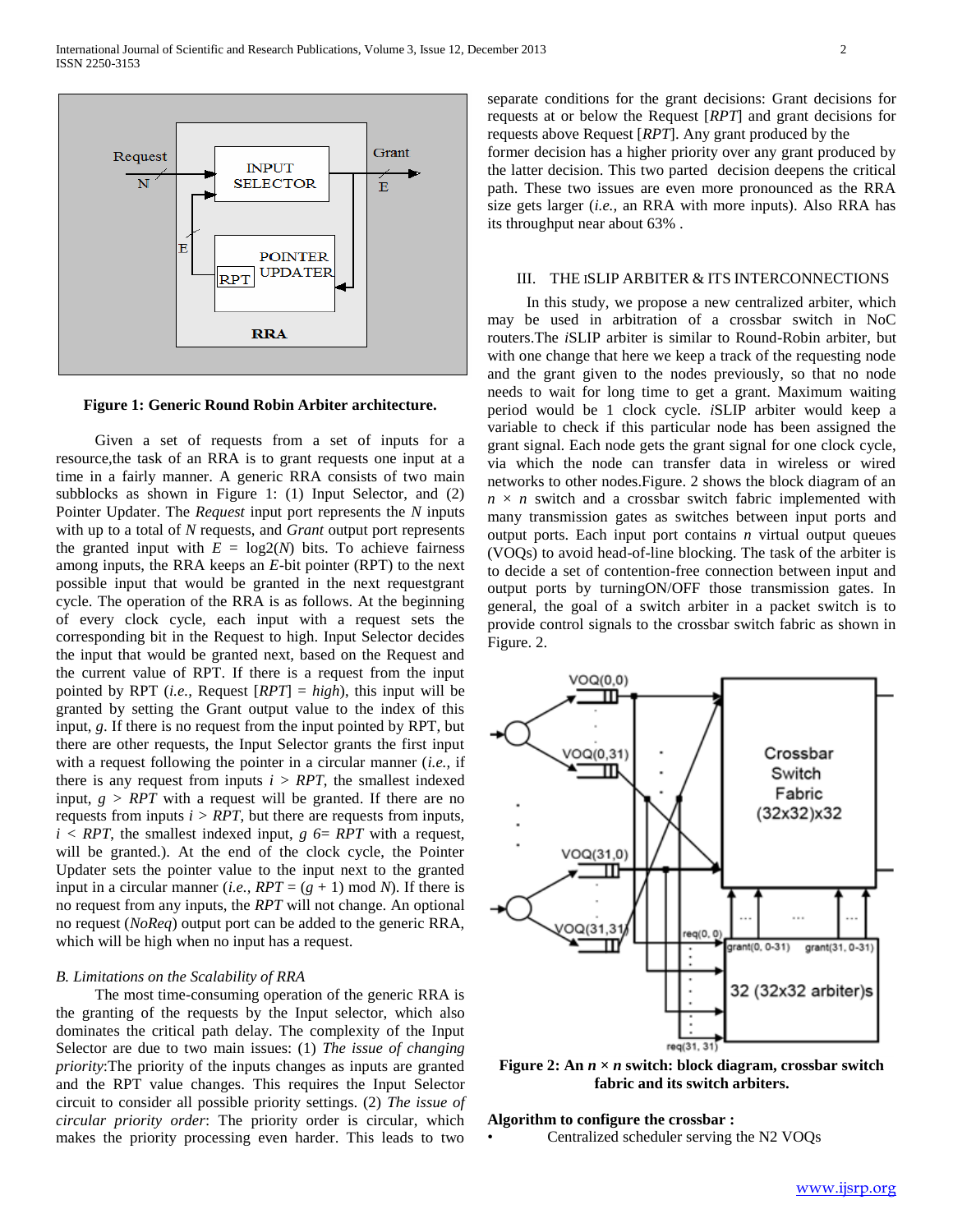**Figure 1: Generic Round Robin Arbiter architecture.**

Given a set of requests from a set of inputs for a resource,the task of an RRA is to grant requests one input at a time in a fairly manner. A generic RRA consists of two main subblocks as shown in Figure 1: (1) Input Selector, and (2) Pointer Updater. The *Request* input port represents the $N$ inputs with up to a total of $N$ requests, and *Grant* output port represents the granted input with $E = \log2(N)$ bits. To achieve fairness among inputs, the RRA keeps an $E$-bit pointer (RPT) to the next possible input that would be granted in the next requestgrant cycle. The operation of the RRA is as follows. At the beginning of every clock cycle, each input with a request sets the corresponding bit in the Request to high. Input Selector decides the input that would be granted next, based on the Request and the current value of RPT. If there is a request from the input pointed by RPT (*i.e.,* Request [*RPT*] = *high*), this input will be granted by setting the Grant output value to the index of this input, $g$. If there is no request from the input pointed by RPT, but there are other requests, the Input Selector grants the first input with a request following the pointer in a circular manner (*i.e.,* if there is any request from inputs $i > RPT$, the smallest indexed input, $g > RPT$ with a request will be granted. If there are no requests from inputs $i > RPT$, but there are requests from inputs, $i < RPT$, the smallest indexed input, $g$ 6= $RPT$ with a request, will be granted.). At the end of the clock cycle, the Pointer Updater sets the pointer value to the input next to the granted input in a circular manner (*i.e.,* $RPT = (g + 1) \bmod N$). If there is no request from any inputs, the *RPT* will not change. An optional no request (*NoReq*) output port can be added to the generic RRA, which will be high when no input has a request.

### *B. Limitations on the Scalability of RRA*

The most time-consuming operation of the generic RRA is the granting of the requests by the Input selector, which also dominates the critical path delay. The complexity of the Input Selector are due to two main issues: (1) *The issue of changing priority*:The priority of the inputs changes as inputs are granted and the RPT value changes. This requires the Input Selector circuit to consider all possible priority settings. (2) *The issue of circular priority order*: The priority order is circular, which makes the priority processing even harder. This leads to two separate conditions for the grant decisions: Grant decisions for requests at or below the Request [*RPT*] and grant decisions for requests above Request [*RPT*]. Any grant produced by the former decision has a higher priority over any grant produced by the latter decision. This two parted decision deepens the critical path. These two issues are even more pronounced as the RRA size gets larger (*i.e.,* an RRA with more inputs). Also RRA has its throughput near about 63% .

## III. THE *i*SLIP ARBITER & ITS INTERCONNECTIONS

In this study, we propose a new centralized arbiter, which may be used in arbitration of a crossbar switch in NoC routers.The *i*SLIP arbiter is similar to Round-Robin arbiter, but with one change that here we keep a track of the requesting node and the grant given to the nodes previously, so that no node needs to wait for long time to get a grant. Maximum waiting period would be 1 clock cycle. *i*SLIP arbiter would keep a variable to check if this particular node has been assigned the grant signal. Each node gets the grant signal for one clock cycle, via which the node can transfer data in wireless or wired networks to other nodes.Figure. 2 shows the block diagram of an $n \times n$ switch and a crossbar switch fabric implemented with many transmission gates as switches between input ports and output ports. Each input port contains $n$ virtual output queues (VOQs) to avoid head-of-line blocking. The task of the arbiter is to decide a set of contention-free connection between input and output ports by turningON/OFF those transmission gates. In general, the goal of a switch arbiter in a packet switch is to provide control signals to the crossbar switch fabric as shown in Figure. 2.

**Figure 2: An $n \times n$ switch: block diagram, crossbar switch fabric and its switch arbiters.**

**Algorithm to configure the crossbar :**

- Centralized scheduler serving the N2 VOQs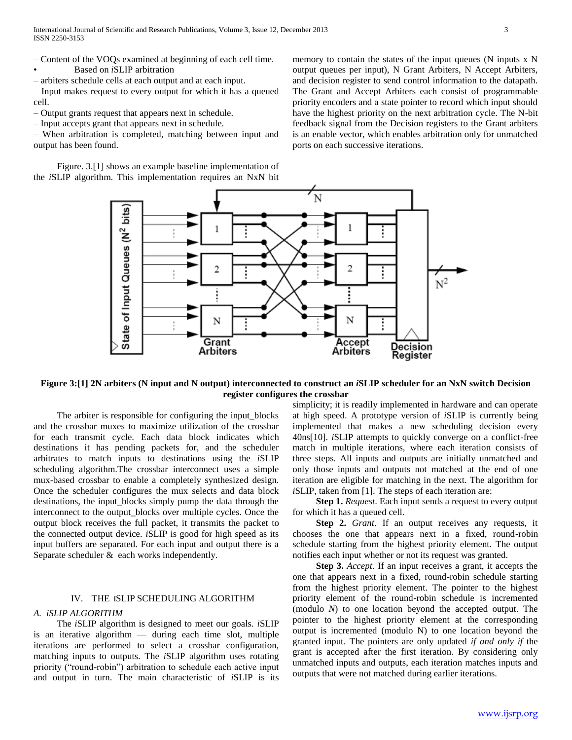– Content of the VOQs examined at beginning of each cell time.

- Based on *i*SLIP arbitration

– arbiters schedule cells at each output and at each input.

– Input makes request to every output for which it has a queued cell.

– Output grants request that appears next in schedule.

– Input accepts grant that appears next in schedule.

– When arbitration is completed, matching between input and output has been found.

Figure. 3.[1] shows an example baseline implementation of the *i*SLIP algorithm. This implementation requires an NxN bit memory to contain the states of the input queues (N inputs x N output queues per input), N Grant Arbiters, N Accept Arbiters, and decision register to send control information to the datapath. The Grant and Accept Arbiters each consist of programmable priority encoders and a state pointer to record which input should have the highest priority on the next arbitration cycle. The N-bit feedback signal from the Decision registers to the Grant arbiters is an enable vector, which enables arbitration only for unmatched ports on each successive iterations.

**Figure 3:[1] 2N arbiters (N input and N output) interconnected to construct an *i*SLIP scheduler for an NxN switch Decision register configures the crossbar**

The arbiter is responsible for configuring the input_blocks and the crossbar muxes to maximize utilization of the crossbar for each transmit cycle. Each data block indicates which destinations it has pending packets for, and the scheduler arbitrates to match inputs to destinations using the *i*SLIP scheduling algorithm.The crossbar interconnect uses a simple mux-based crossbar to enable a completely synthesized design. Once the scheduler configures the mux selects and data block destinations, the input_blocks simply pump the data through the interconnect to the output_blocks over multiple cycles. Once the output block receives the full packet, it transmits the packet to the connected output device. *i*SLIP is good for high speed as its input buffers are separated. For each input and output there is a Separate scheduler & each works independently.

## IV. THE ISLIP SCHEDULING ALGORITHM

### A. *iSLIP ALGORITHM*

The *i*SLIP algorithm is designed to meet our goals. *i*SLIP is an iterative algorithm — during each time slot, multiple iterations are performed to select a crossbar configuration, matching inputs to outputs. The *i*SLIP algorithm uses rotating priority ("round-robin") arbitration to schedule each active input and output in turn. The main characteristic of *i*SLIP is its simplicity; it is readily implemented in hardware and can operate at high speed. A prototype version of *i*SLIP is currently being implemented that makes a new scheduling decision every 40ns[10]. *i*SLIP attempts to quickly converge on a conflict-free match in multiple iterations, where each iteration consists of three steps. All inputs and outputs are initially unmatched and only those inputs and outputs not matched at the end of one iteration are eligible for matching in the next. The algorithm for *i*SLIP, taken from [1]. The steps of each iteration are:

**Step 1.** *Request*. Each input sends a request to every output for which it has a queued cell.

**Step 2.** *Grant*. If an output receives any requests, it chooses the one that appears next in a fixed, round-robin schedule starting from the highest priority element. The output notifies each input whether or not its request was granted.

**Step 3.** *Accept*. If an input receives a grant, it accepts the one that appears next in a fixed, round-robin schedule starting from the highest priority element. The pointer to the highest priority element of the round-robin schedule is incremented (modulo $N$) to one location beyond the accepted output. The pointer to the highest priority element at the corresponding output is incremented (modulo N) to one location beyond the granted input. The pointers are only updated *if and only if* the grant is accepted after the first iteration. By considering only unmatched inputs and outputs, each iteration matches inputs and outputs that were not matched during earlier iterations.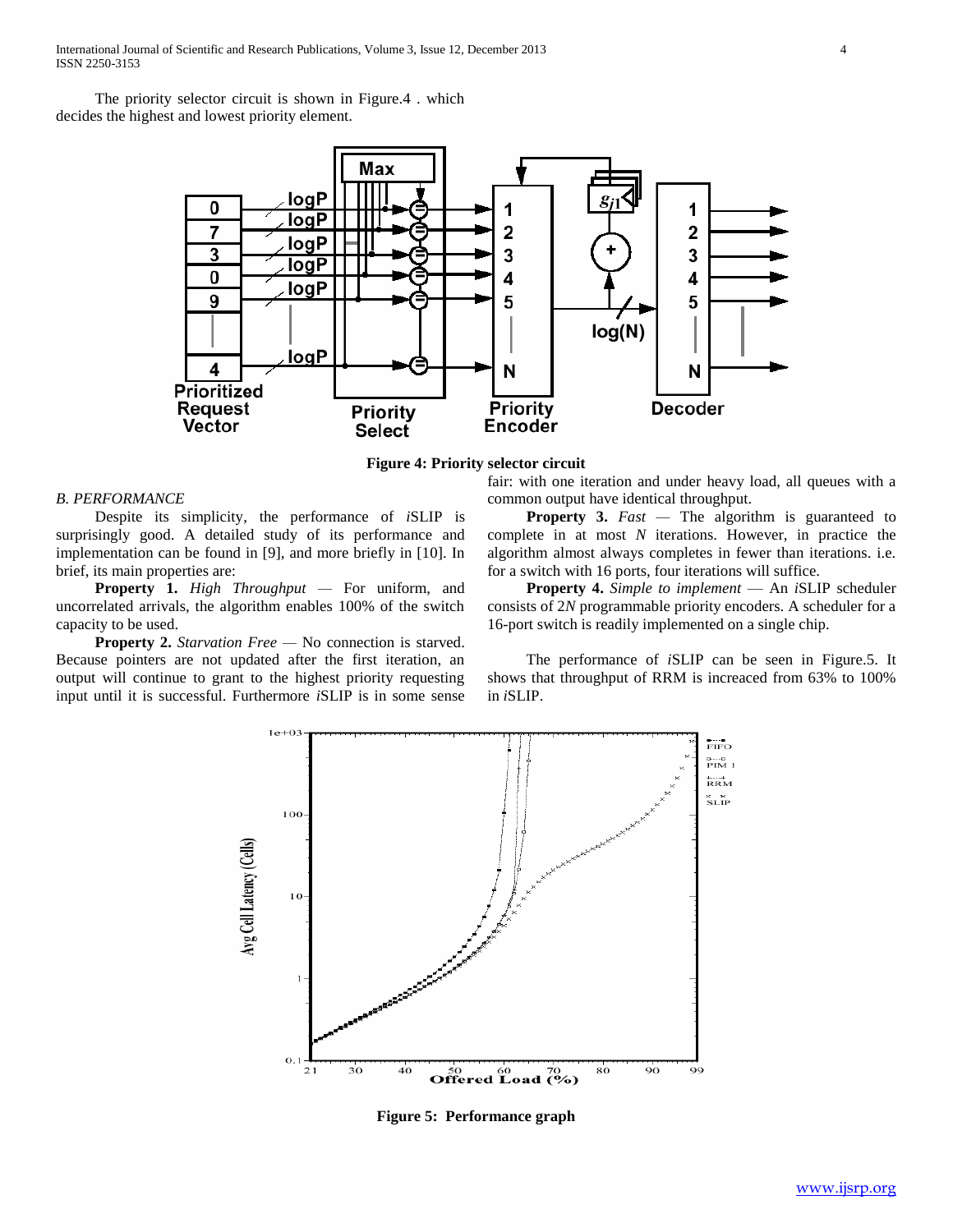The priority selector circuit is shown in Figure.4 . which decides the highest and lowest priority element.

**Figure 4: Priority selector circuit**

*B. PERFORMANCE*

Despite its simplicity, the performance of *i*SLIP is surprisingly good. A detailed study of its performance and implementation can be found in [9], and more briefly in [10]. In brief, its main properties are:

**Property 1.** *High Throughput* — For uniform, and uncorrelated arrivals, the algorithm enables 100% of the switch capacity to be used.

**Property 2.** *Starvation Free* — No connection is starved. Because pointers are not updated after the first iteration, an output will continue to grant to the highest priority requesting input until it is successful. Furthermore *i*SLIP is in some sense fair: with one iteration and under heavy load, all queues with a common output have identical throughput.

**Property 3.** *Fast* — The algorithm is guaranteed to complete in at most *N* iterations. However, in practice the algorithm almost always completes in fewer than iterations. i.e. for a switch with 16 ports, four iterations will suffice.

**Property 4.** *Simple to implement* — An *i*SLIP scheduler consists of 2*N* programmable priority encoders. A scheduler for a 16-port switch is readily implemented on a single chip.

The performance of *i*SLIP can be seen in Figure.5. It shows that throughput of RRM is increaced from 63% to 100% in *i*SLIP.

**Figure 5: Performance graph**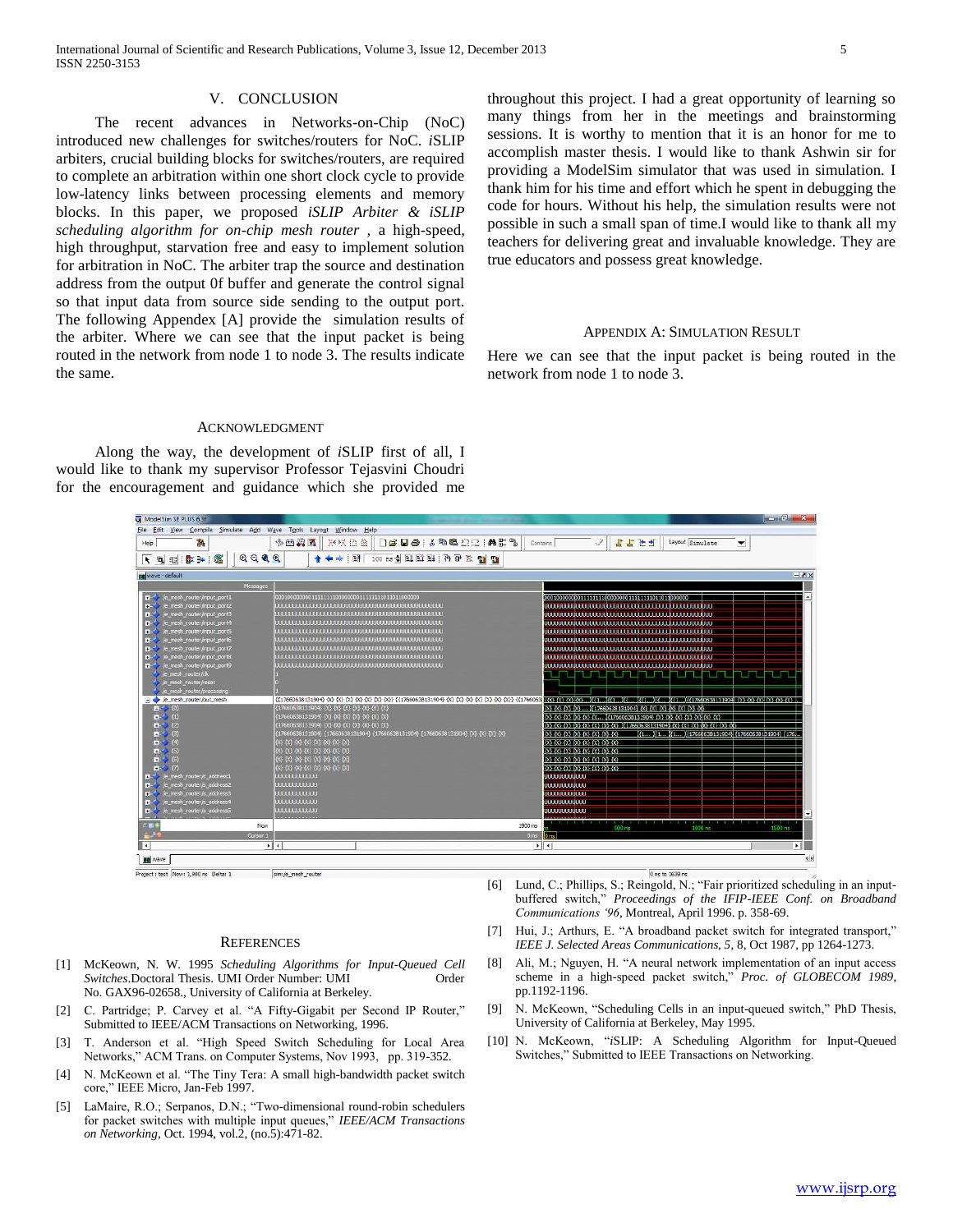## V. CONCLUSION

The recent advances in Networks-on-Chip (NoC) introduced new challenges for switches/routers for NoC. *i*SLIP arbiters, crucial building blocks for switches/routers, are required to complete an arbitration within one short clock cycle to provide low-latency links between processing elements and memory blocks. In this paper, we proposed *iSLIP Arbiter & iSLIP scheduling algorithm for on-chip mesh router* , a high-speed, high throughput, starvation free and easy to implement solution for arbitration in NoC. The arbiter trap the source and destination address from the output 0f buffer and generate the control signal so that input data from source side sending to the output port. The following Appendex [A] provide the simulation results of the arbiter. Where we can see that the input packet is being routed in the network from node 1 to node 3. The results indicate the same.

## ACKNOWLEDGMENT

Along the way, the development of *i*SLIP first of all, I would like to thank my supervisor Professor Tejasvini Choudri for the encouragement and guidance which she provided me throughout this project. I had a great opportunity of learning so many things from her in the meetings and brainstorming sessions. It is worthy to mention that it is an honor for me to accomplish master thesis. I would like to thank Ashwin sir for providing a ModelSim simulator that was used in simulation. I thank him for his time and effort which he spent in debugging the code for hours. Without his help, the simulation results were not possible in such a small span of time.I would like to thank all my teachers for delivering great and invaluable knowledge. They are true educators and possess great knowledge.

## APPENDIX A: SIMULATION RESULT

Here we can see that the input packet is being routed in the network from node 1 to node 3.

## REFERENCES

[1] McKeown, N. W. 1995 *Scheduling Algorithms for Input-Queued Cell Switches*.Doctoral Thesis. UMI Order Number: UMI Order No. GAX96-02658., University of California at Berkeley.

[2] C. Partridge; P. Carvey et al. "A Fifty-Gigabit per Second IP Router," Submitted to IEEE/ACM Transactions on Networking, 1996.

[3] T. Anderson et al. "High Speed Switch Scheduling for Local Area Networks," ACM Trans. on Computer Systems, Nov 1993, pp. 319-352.

[4] N. McKeown et al. "The Tiny Tera: A small high-bandwidth packet switch core," IEEE Micro, Jan-Feb 1997.

[5] LaMaire, R.O.; Serpanos, D.N.; "Two-dimensional round-robin schedulers for packet switches with multiple input queues," *IEEE/ACM Transactions on Networking*, Oct. 1994, vol.2, (no.5):471-82.

[6] Lund, C.; Phillips, S.; Reingold, N.; "Fair prioritized scheduling in an input-buffered switch," *Proceedings of the IFIP-IEEE Conf. on Broadband Communications '96*, Montreal, April 1996. p. 358-69.

[7] Hui, J.; Arthurs, E. "A broadband packet switch for integrated transport," *IEEE J. Selected Areas Communications, 5*, 8, Oct 1987, pp 1264-1273.

[8] Ali, M.; Nguyen, H. "A neural network implementation of an input access scheme in a high-speed packet switch," *Proc. of GLOBECOM 1989*, pp.1192-1196.

[9] N. McKeown, "Scheduling Cells in an input-queued switch," PhD Thesis, University of California at Berkeley, May 1995.

[10] N. McKeown, "*i*SLIP: A Scheduling Algorithm for Input-Queued Switches," Submitted to IEEE Transactions on Networking.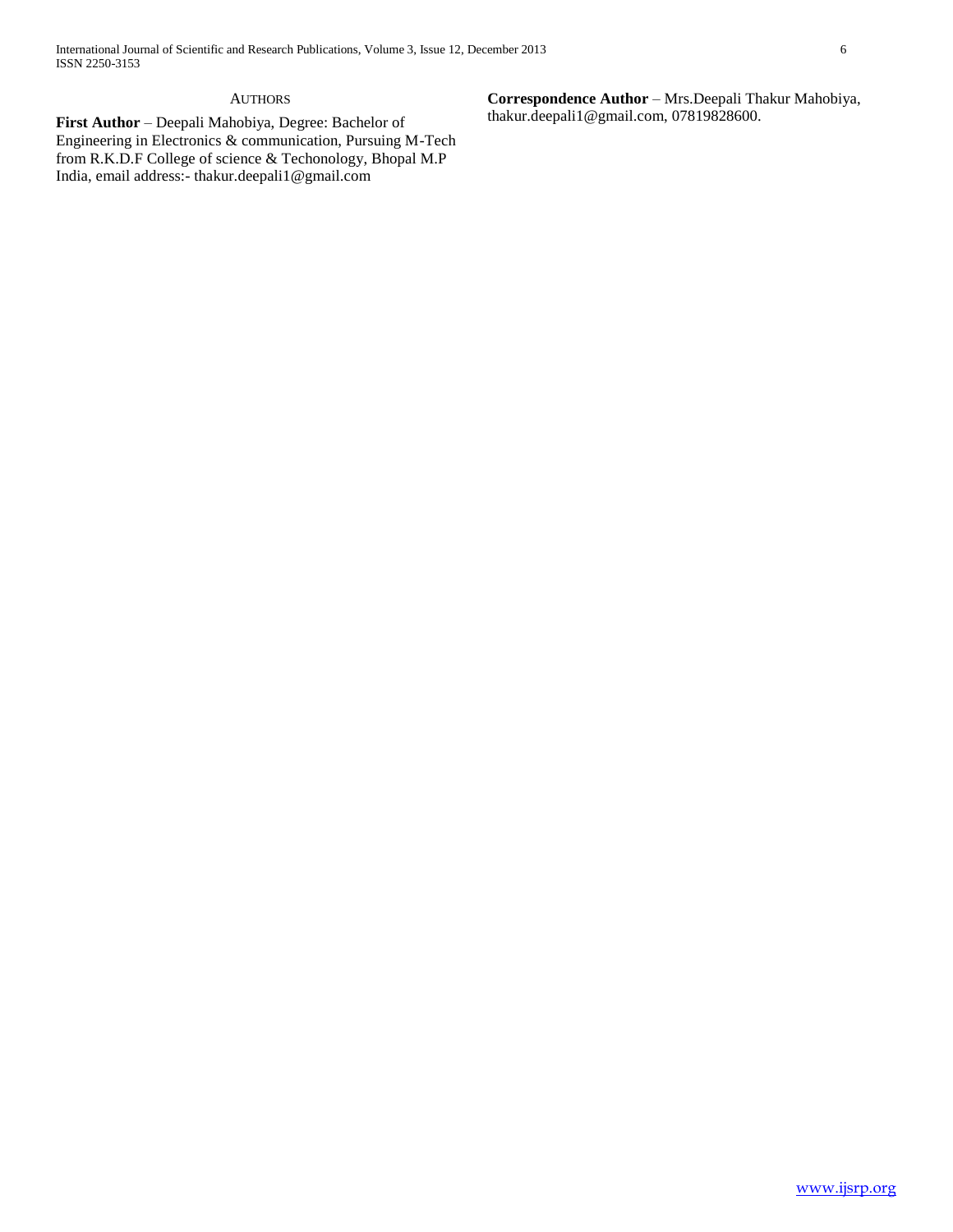## AUTHORS

**First Author** – Deepali Mahobiya, Degree: Bachelor of Engineering in Electronics & communication, Pursuing M-Tech from R.K.D.F College of science & Techonology, Bhopal M.P India, email address:- thakur.deepali1@gmail.com

**Correspondence Author** – Mrs.Deepali Thakur Mahobiya, thakur.deepali1@gmail.com, 07819828600.